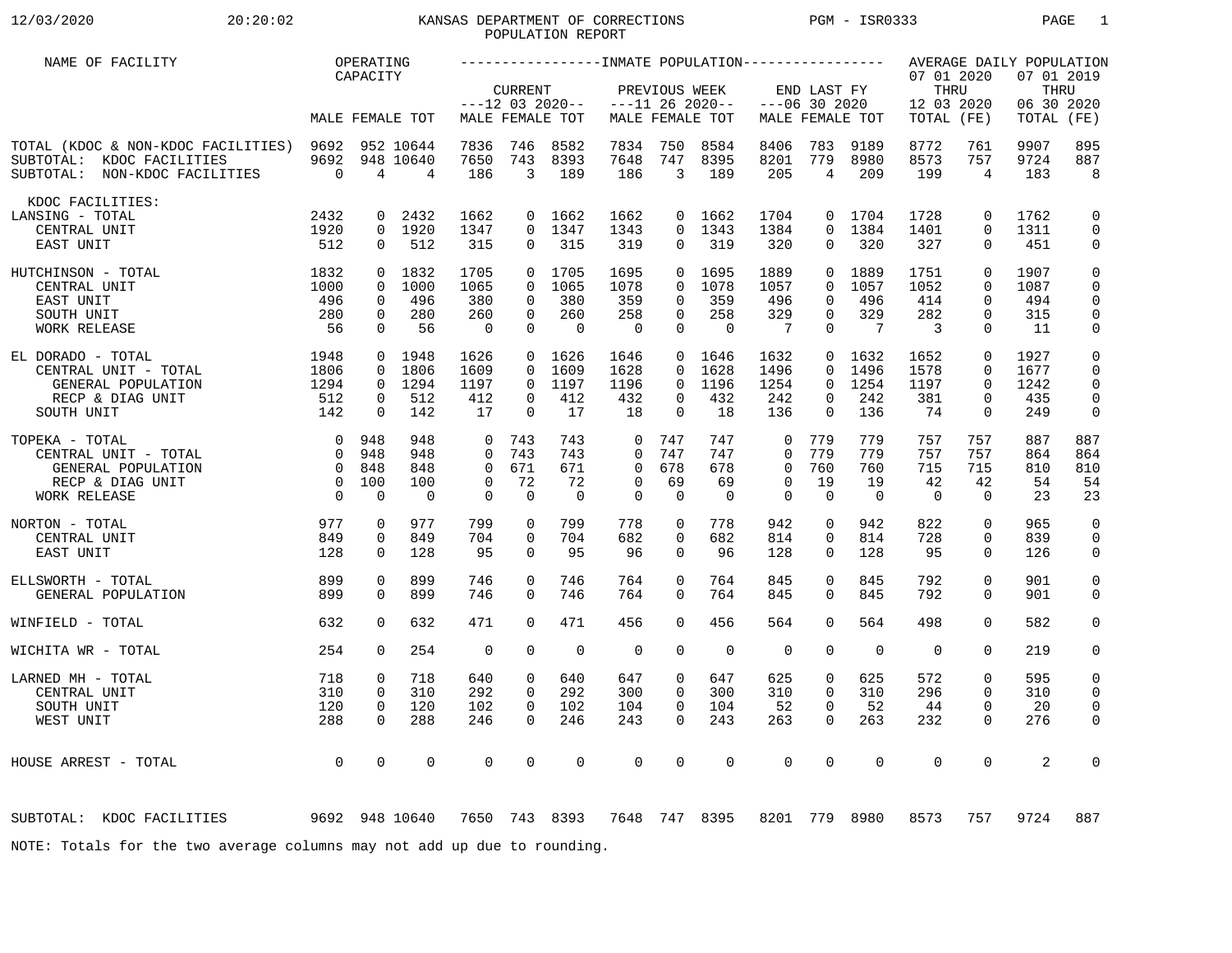# KANSAS DEPARTMENT OF CORRECTIONS
## POPULATION REPORT

12/03/2020 20:20:02 PGM - ISR0333

| NAME OF FACILITY | OPERATING CAPACITY | | | INMATE POPULATION | | | | | | | | | AVERAGE DAILY POPULATION | | | |
|---|---|---|---|---|---|---|---|---|---|---|---|---|---|---|---|---|
| | | | | CURRENT ---12 03 2020-- | | | PREVIOUS WEEK ---11 26 2020-- | | | END LAST FY ---06 30 2020 | | | 07 01 2020 THRU 12 03 2020 | | 07 01 2019 THRU 06 30 2020 | |
| | MALE | FEMALE | TOT | MALE | FEMALE | TOT | MALE | FEMALE | TOT | MALE | FEMALE | TOT | TOTAL | (FE) | TOTAL | (FE) |
| TOTAL (KDOC & NON-KDOC FACILITIES) | 9692 | 952 | 10644 | 7836 | 746 | 8582 | 7834 | 750 | 8584 | 8406 | 783 | 9189 | 8772 | 761 | 9907 | 895 |
| SUBTOTAL: KDOC FACILITIES | 9692 | 948 | 10640 | 7650 | 743 | 8393 | 7648 | 747 | 8395 | 8201 | 779 | 8980 | 8573 | 757 | 9724 | 887 |
| SUBTOTAL: NON-KDOC FACILITIES | 0 | 4 | 4 | 186 | 3 | 189 | 186 | 3 | 189 | 205 | 4 | 209 | 199 | 4 | 183 | 8 |
| KDOC FACILITIES: | | | | | | | | | | | | | | | | |
| LANSING - TOTAL | 2432 | 0 | 2432 | 1662 | 0 | 1662 | 1662 | 0 | 1662 | 1704 | 0 | 1704 | 1728 | 0 | 1762 | 0 |
| CENTRAL UNIT | 1920 | 0 | 1920 | 1347 | 0 | 1347 | 1343 | 0 | 1343 | 1384 | 0 | 1384 | 1401 | 0 | 1311 | 0 |
| EAST UNIT | 512 | 0 | 512 | 315 | 0 | 315 | 319 | 0 | 319 | 320 | 0 | 320 | 327 | 0 | 451 | 0 |
| HUTCHINSON - TOTAL | 1832 | 0 | 1832 | 1705 | 0 | 1705 | 1695 | 0 | 1695 | 1889 | 0 | 1889 | 1751 | 0 | 1907 | 0 |
| CENTRAL UNIT | 1000 | 0 | 1000 | 1065 | 0 | 1065 | 1078 | 0 | 1078 | 1057 | 0 | 1057 | 1052 | 0 | 1087 | 0 |
| EAST UNIT | 496 | 0 | 496 | 380 | 0 | 380 | 359 | 0 | 359 | 496 | 0 | 496 | 414 | 0 | 494 | 0 |
| SOUTH UNIT | 280 | 0 | 280 | 260 | 0 | 260 | 258 | 0 | 258 | 329 | 0 | 329 | 282 | 0 | 315 | 0 |
| WORK RELEASE | 56 | 0 | 56 | 0 | 0 | 0 | 0 | 0 | 0 | 7 | 0 | 7 | 3 | 0 | 11 | 0 |
| EL DORADO - TOTAL | 1948 | 0 | 1948 | 1626 | 0 | 1626 | 1646 | 0 | 1646 | 1632 | 0 | 1632 | 1652 | 0 | 1927 | 0 |
| CENTRAL UNIT - TOTAL | 1806 | 0 | 1806 | 1609 | 0 | 1609 | 1628 | 0 | 1628 | 1496 | 0 | 1496 | 1578 | 0 | 1677 | 0 |
| GENERAL POPULATION | 1294 | 0 | 1294 | 1197 | 0 | 1197 | 1196 | 0 | 1196 | 1254 | 0 | 1254 | 1197 | 0 | 1242 | 0 |
| RECP & DIAG UNIT | 512 | 0 | 512 | 412 | 0 | 412 | 432 | 0 | 432 | 242 | 0 | 242 | 381 | 0 | 435 | 0 |
| SOUTH UNIT | 142 | 0 | 142 | 17 | 0 | 17 | 18 | 0 | 18 | 136 | 0 | 136 | 74 | 0 | 249 | 0 |
| TOPEKA - TOTAL | 0 | 948 | 948 | 0 | 743 | 743 | 0 | 747 | 747 | 0 | 779 | 779 | 757 | 757 | 887 | 887 |
| CENTRAL UNIT - TOTAL | 0 | 948 | 948 | 0 | 743 | 743 | 0 | 747 | 747 | 0 | 779 | 779 | 757 | 757 | 864 | 864 |
| GENERAL POPULATION | 0 | 848 | 848 | 0 | 671 | 671 | 0 | 678 | 678 | 0 | 760 | 760 | 715 | 715 | 810 | 810 |
| RECP & DIAG UNIT | 0 | 100 | 100 | 0 | 72 | 72 | 0 | 69 | 69 | 0 | 19 | 19 | 42 | 42 | 54 | 54 |
| WORK RELEASE | 0 | 0 | 0 | 0 | 0 | 0 | 0 | 0 | 0 | 0 | 0 | 0 | 0 | 0 | 23 | 23 |
| NORTON - TOTAL | 977 | 0 | 977 | 799 | 0 | 799 | 778 | 0 | 778 | 942 | 0 | 942 | 822 | 0 | 965 | 0 |
| CENTRAL UNIT | 849 | 0 | 849 | 704 | 0 | 704 | 682 | 0 | 682 | 814 | 0 | 814 | 728 | 0 | 839 | 0 |
| EAST UNIT | 128 | 0 | 128 | 95 | 0 | 95 | 96 | 0 | 96 | 128 | 0 | 128 | 95 | 0 | 126 | 0 |
| ELLSWORTH - TOTAL | 899 | 0 | 899 | 746 | 0 | 746 | 764 | 0 | 764 | 845 | 0 | 845 | 792 | 0 | 901 | 0 |
| GENERAL POPULATION | 899 | 0 | 899 | 746 | 0 | 746 | 764 | 0 | 764 | 845 | 0 | 845 | 792 | 0 | 901 | 0 |
| WINFIELD - TOTAL | 632 | 0 | 632 | 471 | 0 | 471 | 456 | 0 | 456 | 564 | 0 | 564 | 498 | 0 | 582 | 0 |
| WICHITA WR - TOTAL | 254 | 0 | 254 | 0 | 0 | 0 | 0 | 0 | 0 | 0 | 0 | 0 | 0 | 0 | 219 | 0 |
| LARNED MH - TOTAL | 718 | 0 | 718 | 640 | 0 | 640 | 647 | 0 | 647 | 625 | 0 | 625 | 572 | 0 | 595 | 0 |
| CENTRAL UNIT | 310 | 0 | 310 | 292 | 0 | 292 | 300 | 0 | 300 | 310 | 0 | 310 | 296 | 0 | 310 | 0 |
| SOUTH UNIT | 120 | 0 | 120 | 102 | 0 | 102 | 104 | 0 | 104 | 52 | 0 | 52 | 44 | 0 | 20 | 0 |
| WEST UNIT | 288 | 0 | 288 | 246 | 0 | 246 | 243 | 0 | 243 | 263 | 0 | 263 | 232 | 0 | 276 | 0 |
| HOUSE ARREST - TOTAL | 0 | 0 | 0 | 0 | 0 | 0 | 0 | 0 | 0 | 0 | 0 | 0 | 0 | 0 | 2 | 0 |
| SUBTOTAL: KDOC FACILITIES | 9692 | 948 | 10640 | 7650 | 743 | 8393 | 7648 | 747 | 8395 | 8201 | 779 | 8980 | 8573 | 757 | 9724 | 887 |

NOTE: Totals for the two average columns may not add up due to rounding.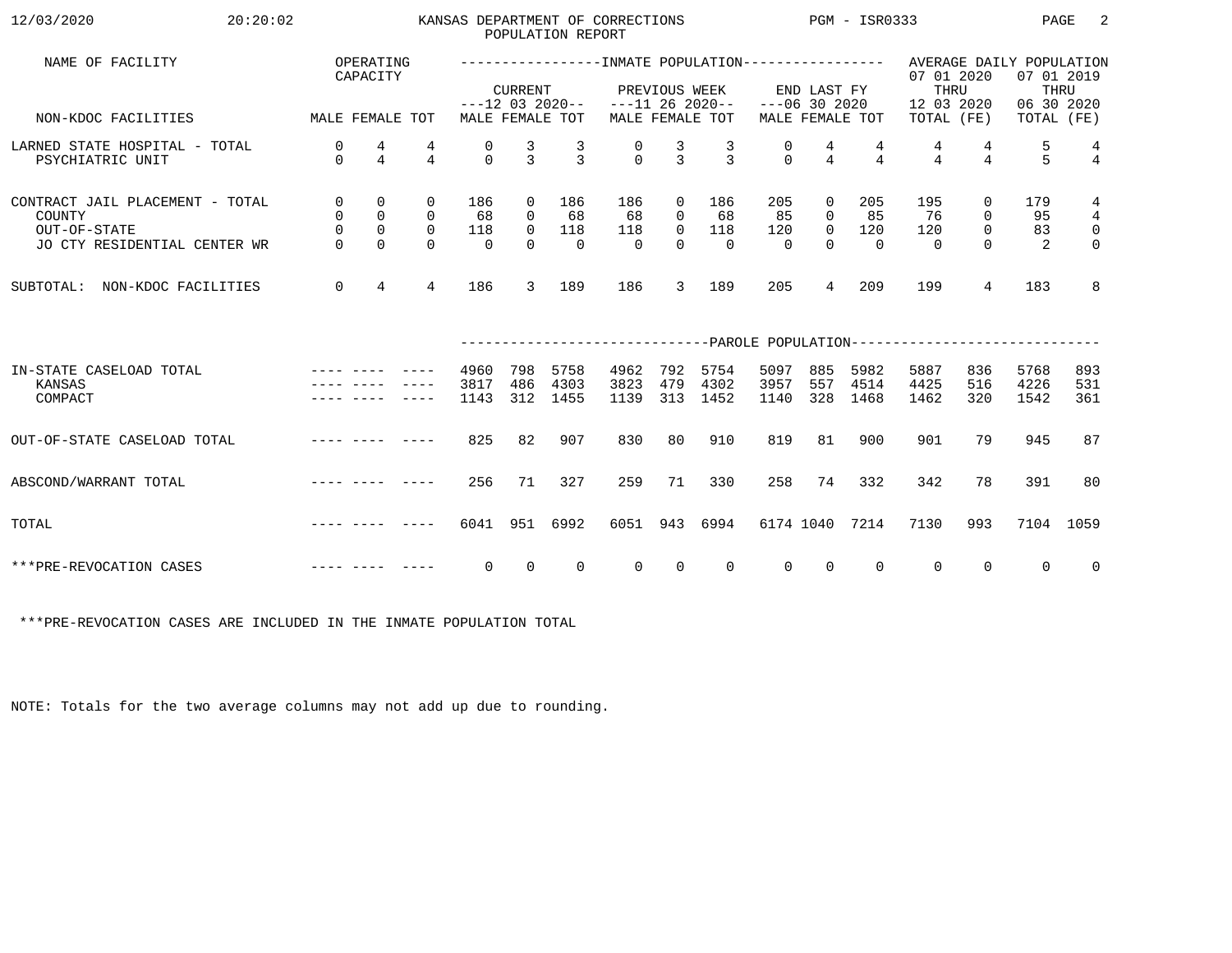KANSAS DEPARTMENT OF CORRECTIONS
POPULATION REPORT

12/03/2020 20:20:02 PGM - ISR0333

| NAME OF FACILITY | OPERATING CAPACITY | | | INMATE POPULATION | | | | | | | | | AVERAGE DAILY POPULATION | | | |
|---|---|---|---|---|---|---|---|---|---|---|---|---|---|---|---|---|
| | | | | CURRENT ---12 03 2020-- | | | PREVIOUS WEEK ---11 26 2020-- | | | END LAST FY ---06 30 2020 | | | 07 01 2020 THRU 12 03 2020 | | 07 01 2019 THRU 06 30 2020 | |
| NON-KDOC FACILITIES | MALE | FEMALE | TOT | MALE | FEMALE | TOT | MALE | FEMALE | TOT | MALE | FEMALE | TOT | TOTAL | (FE) | TOTAL | (FE) |
| LARNED STATE HOSPITAL - TOTAL | 0 | 4 | 4 | 0 | 3 | 3 | 0 | 3 | 3 | 0 | 4 | 4 | 4 | 4 | 5 | 4 |
| PSYCHIATRIC UNIT | 0 | 4 | 4 | 0 | 3 | 3 | 0 | 3 | 3 | 0 | 4 | 4 | 4 | 4 | 5 | 4 |
| CONTRACT JAIL PLACEMENT - TOTAL | 0 | 0 | 0 | 186 | 0 | 186 | 186 | 0 | 186 | 205 | 0 | 205 | 195 | 0 | 179 | 4 |
| COUNTY | 0 | 0 | 0 | 68 | 0 | 68 | 68 | 0 | 68 | 85 | 0 | 85 | 76 | 0 | 95 | 4 |
| OUT-OF-STATE | 0 | 0 | 0 | 118 | 0 | 118 | 118 | 0 | 118 | 120 | 0 | 120 | 120 | 0 | 83 | 0 |
| JO CTY RESIDENTIAL CENTER WR | 0 | 0 | 0 | 0 | 0 | 0 | 0 | 0 | 0 | 0 | 0 | 0 | 0 | 0 | 2 | 0 |
| SUBTOTAL: NON-KDOC FACILITIES | 0 | 4 | 4 | 186 | 3 | 189 | 186 | 3 | 189 | 205 | 4 | 209 | 199 | 4 | 183 | 8 |
| | | | | **PAROLE POPULATION** | | | | | | | | | | | | |
| IN-STATE CASELOAD TOTAL | ---- | ---- | ---- | 4960 | 798 | 5758 | 4962 | 792 | 5754 | 5097 | 885 | 5982 | 5887 | 836 | 5768 | 893 |
| KANSAS | ---- | ---- | ---- | 3817 | 486 | 4303 | 3823 | 479 | 4302 | 3957 | 557 | 4514 | 4425 | 516 | 4226 | 531 |
| COMPACT | ---- | ---- | ---- | 1143 | 312 | 1455 | 1139 | 313 | 1452 | 1140 | 328 | 1468 | 1462 | 320 | 1542 | 361 |
| OUT-OF-STATE CASELOAD TOTAL | ---- | ---- | ---- | 825 | 82 | 907 | 830 | 80 | 910 | 819 | 81 | 900 | 901 | 79 | 945 | 87 |
| ABSCOND/WARRANT TOTAL | ---- | ---- | ---- | 256 | 71 | 327 | 259 | 71 | 330 | 258 | 74 | 332 | 342 | 78 | 391 | 80 |
| TOTAL | ---- | ---- | ---- | 6041 | 951 | 6992 | 6051 | 943 | 6994 | 6174 | 1040 | 7214 | 7130 | 993 | 7104 | 1059 |
| ***PRE-REVOCATION CASES | ---- | ---- | ---- | 0 | 0 | 0 | 0 | 0 | 0 | 0 | 0 | 0 | 0 | 0 | 0 | 0 |

***PRE-REVOCATION CASES ARE INCLUDED IN THE INMATE POPULATION TOTAL

NOTE: Totals for the two average columns may not add up due to rounding.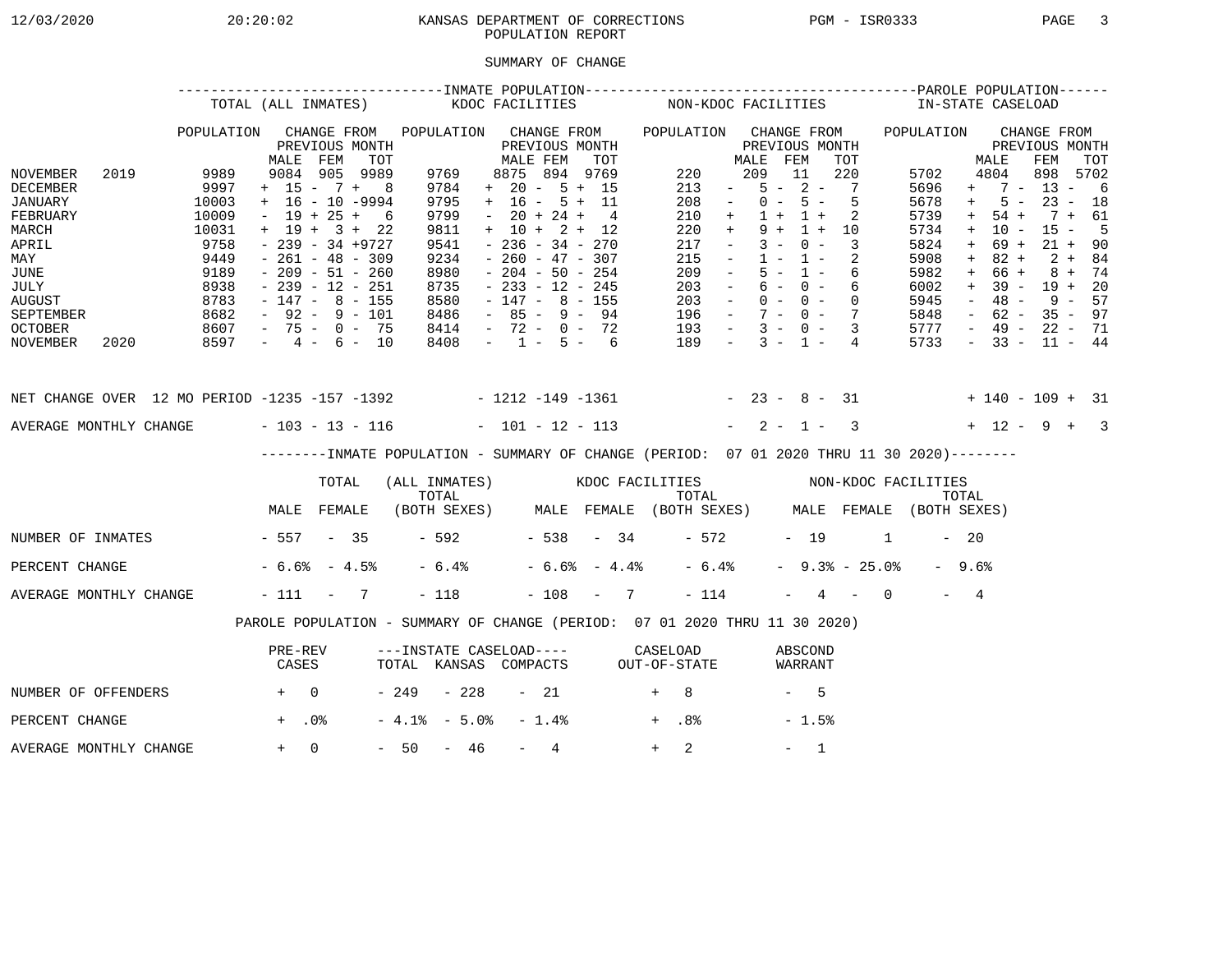12/03/2020 20:20:02 KANSAS DEPARTMENT OF CORRECTIONS PGM - ISR0333

POPULATION REPORT

SUMMARY OF CHANGE

| | INMATE POPULATION | | | | | | | | | | | | PAROLE POPULATION | | | |
|---|---|---|---|---|---|---|---|---|---|---|---|---|---|---|---|---|
| | TOTAL (ALL INMATES) | | | | KDOC FACILITIES | | | | NON-KDOC FACILITIES | | | | IN-STATE CASELOAD | | | |
| | POPULATION | CHANGE FROM PREVIOUS MONTH | | | POPULATION | CHANGE FROM PREVIOUS MONTH | | | POPULATION | CHANGE FROM PREVIOUS MONTH | | | POPULATION | CHANGE FROM PREVIOUS MONTH | | |
| | | MALE | FEM | TOT | | MALE | FEM | TOT | | MALE | FEM | TOT | | MALE | FEM | TOT |
| NOVEMBER 2019 | 9989 | 9084 | 905 | 9989 | 9769 | 8875 | 894 | 9769 | 220 | 209 | 11 | 220 | 5702 | 4804 | 898 | 5702 |
| DECEMBER | 9997 | + 15 | - 7 | + 8 | 9784 | + 20 | - 5 | + 15 | 213 | - 5 | - 2 | - 7 | 5696 | + 7 | - 13 | - 6 |
| JANUARY | 10003 | + 16 | - 10 | -9994 | 9795 | + 16 | - 5 | + 11 | 208 | - 0 | - 5 | - 5 | 5678 | + 5 | - 23 | - 18 |
| FEBRUARY | 10009 | - 19 | + 25 | + 6 | 9799 | - 20 | + 24 | + 4 | 210 | + 1 | + 1 | + 2 | 5739 | + 54 | + 7 | + 61 |
| MARCH | 10031 | + 19 | + 3 | + 22 | 9811 | + 10 | + 2 | + 12 | 220 | + 9 | + 1 | + 10 | 5734 | + 10 | - 15 | - 5 |
| APRIL | 9758 | - 239 | - 34 | +9727 | 9541 | - 236 | - 34 | - 270 | 217 | - 3 | - 0 | - 3 | 5824 | + 69 | + 21 | + 90 |
| MAY | 9449 | - 261 | - 48 | - 309 | 9234 | - 260 | - 47 | - 307 | 215 | - 1 | - 1 | - 2 | 5908 | + 82 | + 2 | + 84 |
| JUNE | 9189 | - 209 | - 51 | - 260 | 8980 | - 204 | - 50 | - 254 | 209 | - 5 | - 1 | - 6 | 5982 | + 66 | + 8 | + 74 |
| JULY | 8938 | - 239 | - 12 | - 251 | 8735 | - 233 | - 12 | - 245 | 203 | - 6 | - 0 | - 6 | 6002 | + 39 | - 19 | + 20 |
| AUGUST | 8783 | - 147 | - 8 | - 155 | 8580 | - 147 | - 8 | - 155 | 203 | - 0 | - 0 | 0 | 5945 | - 48 | - 9 | - 57 |
| SEPTEMBER | 8682 | - 92 | - 9 | - 101 | 8486 | - 85 | - 9 | - 94 | 196 | - 7 | - 0 | - 7 | 5848 | - 62 | - 35 | - 97 |
| OCTOBER | 8607 | - 75 | - 0 | - 75 | 8414 | - 72 | - 0 | - 72 | 193 | - 3 | - 0 | - 3 | 5777 | - 49 | - 22 | - 71 |
| NOVEMBER 2020 | 8597 | - 4 | - 6 | - 10 | 8408 | - 1 | - 5 | - 6 | 189 | - 3 | - 1 | - 4 | 5733 | - 33 | - 11 | - 44 |
| NET CHANGE OVER 12 MO PERIOD | | -1235 | -157 | -1392 | | - 1212 | -149 | -1361 | | - 23 | - 8 | - 31 | | + 140 | - 109 | + 31 |
| AVERAGE MONTHLY CHANGE | | - 103 | - 13 | - 116 | | - 101 | - 12 | - 113 | | - 2 | - 1 | - 3 | | + 12 | - 9 | + 3 |

INMATE POPULATION - SUMMARY OF CHANGE (PERIOD: 07 01 2020 THRU 11 30 2020)

| | TOTAL (ALL INMATES) | | | KDOC FACILITIES | | | NON-KDOC FACILITIES | | |
|---|---|---|---|---|---|---|---|---|---|
| | MALE | FEMALE | TOTAL (BOTH SEXES) | MALE | FEMALE | TOTAL (BOTH SEXES) | MALE | FEMALE | TOTAL (BOTH SEXES) |
| NUMBER OF INMATES | - 557 | - 35 | - 592 | - 538 | - 34 | - 572 | - 19 | 1 | - 20 |
| PERCENT CHANGE | - 6.6% | - 4.5% | - 6.4% | - 6.6% | - 4.4% | - 6.4% | - 9.3% | - 25.0% | - 9.6% |
| AVERAGE MONTHLY CHANGE | - 111 | - 7 | - 118 | - 108 | - 7 | - 114 | - 4 | - 0 | - 4 |

PAROLE POPULATION - SUMMARY OF CHANGE (PERIOD: 07 01 2020 THRU 11 30 2020)

| | PRE-REV CASES | INSTATE CASELOAD TOTAL | KANSAS | COMPACTS | CASELOAD OUT-OF-STATE | ABSCOND WARRANT |
|---|---|---|---|---|---|---|
| NUMBER OF OFFENDERS | + 0 | - 249 | - 228 | - 21 | + 8 | - 5 |
| PERCENT CHANGE | + .0% | - 4.1% | - 5.0% | - 1.4% | + .8% | - 1.5% |
| AVERAGE MONTHLY CHANGE | + 0 | - 50 | - 46 | - 4 | + 2 | - 1 |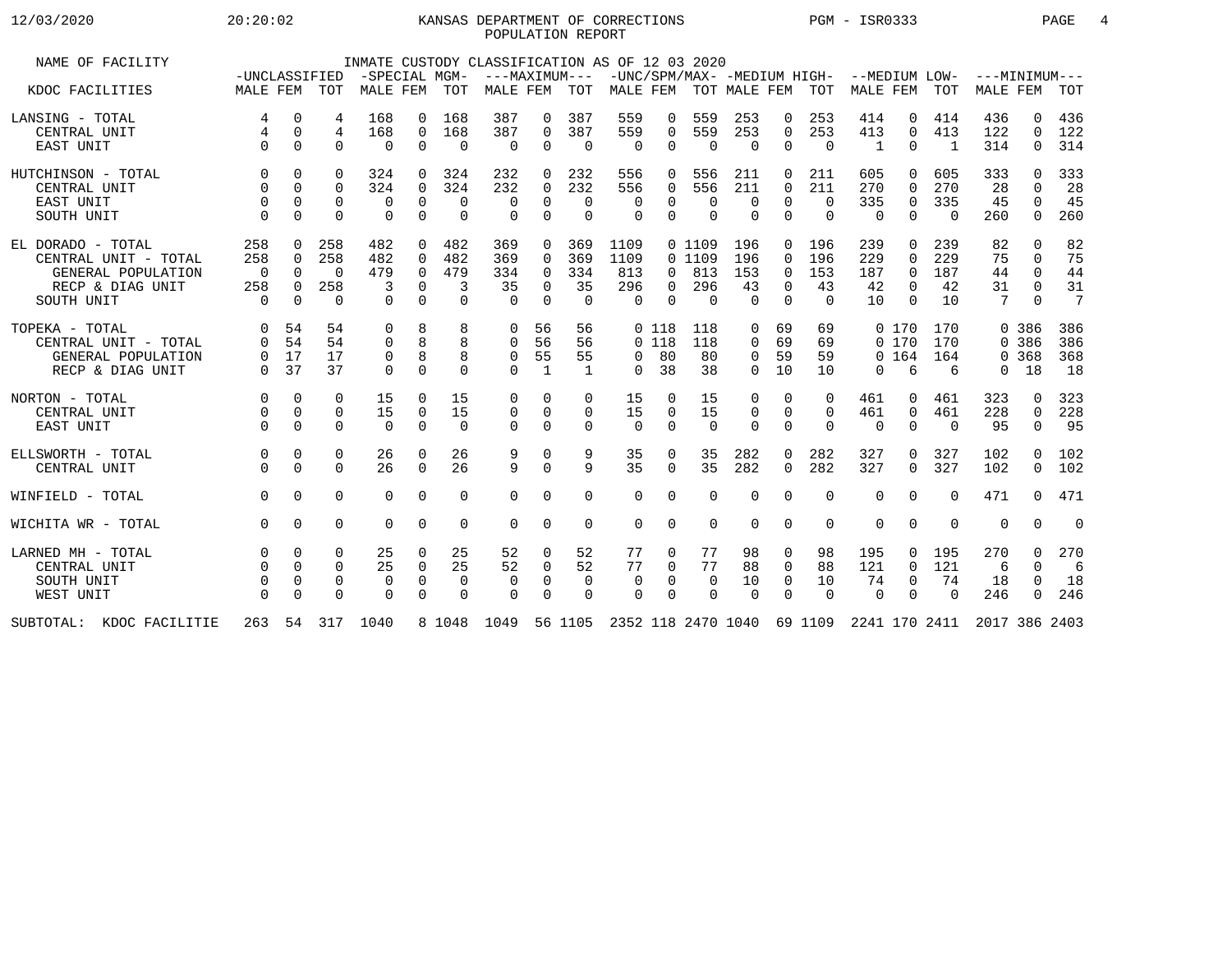KANSAS DEPARTMENT OF CORRECTIONS
POPULATION REPORT

12/03/2020 20:20:02 PGM - ISR0333

| NAME OF FACILITY | INMATE CUSTODY CLASSIFICATION AS OF 12 03 2020 | | | | | | | | | | | | | | | | | |
|---|---|---|---|---|---|---|---|---|---|---|---|---|---|---|---|---|---|---|
| | -UNCLASSIFIED | | | -SPECIAL MGM- | | | ---MAXIMUM--- | | | -UNC/SPM/MAX- | | | -MEDIUM HIGH- | | | --MEDIUM LOW- | | | ---MINIMUM--- | | |
| KDOC FACILITIES | MALE | FEM | TOT | MALE | FEM | TOT | MALE | FEM | TOT | MALE | FEM | TOT | MALE | FEM | TOT | MALE | FEM | TOT | MALE | FEM | TOT |
| LANSING - TOTAL | 4 | 0 | 4 | 168 | 0 | 168 | 387 | 0 | 387 | 559 | 0 | 559 | 253 | 0 | 253 | 414 | 0 | 414 | 436 | 0 | 436 |
| CENTRAL UNIT | 4 | 0 | 4 | 168 | 0 | 168 | 387 | 0 | 387 | 559 | 0 | 559 | 253 | 0 | 253 | 413 | 0 | 413 | 122 | 0 | 122 |
| EAST UNIT | 0 | 0 | 0 | 0 | 0 | 0 | 0 | 0 | 0 | 0 | 0 | 0 | 0 | 0 | 0 | 1 | 0 | 1 | 314 | 0 | 314 |
| HUTCHINSON - TOTAL | 0 | 0 | 0 | 324 | 0 | 324 | 232 | 0 | 232 | 556 | 0 | 556 | 211 | 0 | 211 | 605 | 0 | 605 | 333 | 0 | 333 |
| CENTRAL UNIT | 0 | 0 | 0 | 324 | 0 | 324 | 232 | 0 | 232 | 556 | 0 | 556 | 211 | 0 | 211 | 270 | 0 | 270 | 28 | 0 | 28 |
| EAST UNIT | 0 | 0 | 0 | 0 | 0 | 0 | 0 | 0 | 0 | 0 | 0 | 0 | 0 | 0 | 0 | 335 | 0 | 335 | 45 | 0 | 45 |
| SOUTH UNIT | 0 | 0 | 0 | 0 | 0 | 0 | 0 | 0 | 0 | 0 | 0 | 0 | 0 | 0 | 0 | 0 | 0 | 0 | 260 | 0 | 260 |
| EL DORADO - TOTAL | 258 | 0 | 258 | 482 | 0 | 482 | 369 | 0 | 369 | 1109 | 0 | 1109 | 196 | 0 | 196 | 239 | 0 | 239 | 82 | 0 | 82 |
| CENTRAL UNIT - TOTAL | 258 | 0 | 258 | 482 | 0 | 482 | 369 | 0 | 369 | 1109 | 0 | 1109 | 196 | 0 | 196 | 229 | 0 | 229 | 75 | 0 | 75 |
| GENERAL POPULATION | 0 | 0 | 0 | 479 | 0 | 479 | 334 | 0 | 334 | 813 | 0 | 813 | 153 | 0 | 153 | 187 | 0 | 187 | 44 | 0 | 44 |
| RECP & DIAG UNIT | 258 | 0 | 258 | 3 | 0 | 3 | 35 | 0 | 35 | 296 | 0 | 296 | 43 | 0 | 43 | 42 | 0 | 42 | 31 | 0 | 31 |
| SOUTH UNIT | 0 | 0 | 0 | 0 | 0 | 0 | 0 | 0 | 0 | 0 | 0 | 0 | 0 | 0 | 0 | 10 | 0 | 10 | 7 | 0 | 7 |
| TOPEKA - TOTAL | 0 | 54 | 54 | 0 | 8 | 8 | 0 | 56 | 56 | 0 | 118 | 118 | 0 | 69 | 69 | 0 | 170 | 170 | 0 | 386 | 386 |
| CENTRAL UNIT - TOTAL | 0 | 54 | 54 | 0 | 8 | 8 | 0 | 56 | 56 | 0 | 118 | 118 | 0 | 69 | 69 | 0 | 170 | 170 | 0 | 386 | 386 |
| GENERAL POPULATION | 0 | 17 | 17 | 0 | 8 | 8 | 0 | 55 | 55 | 0 | 80 | 80 | 0 | 59 | 59 | 0 | 164 | 164 | 0 | 368 | 368 |
| RECP & DIAG UNIT | 0 | 37 | 37 | 0 | 0 | 0 | 0 | 1 | 1 | 0 | 38 | 38 | 0 | 10 | 10 | 0 | 6 | 6 | 0 | 18 | 18 |
| NORTON - TOTAL | 0 | 0 | 0 | 15 | 0 | 15 | 0 | 0 | 0 | 15 | 0 | 15 | 0 | 0 | 0 | 461 | 0 | 461 | 323 | 0 | 323 |
| CENTRAL UNIT | 0 | 0 | 0 | 15 | 0 | 15 | 0 | 0 | 0 | 15 | 0 | 15 | 0 | 0 | 0 | 461 | 0 | 461 | 228 | 0 | 228 |
| EAST UNIT | 0 | 0 | 0 | 0 | 0 | 0 | 0 | 0 | 0 | 0 | 0 | 0 | 0 | 0 | 0 | 0 | 0 | 0 | 95 | 0 | 95 |
| ELLSWORTH - TOTAL | 0 | 0 | 0 | 26 | 0 | 26 | 9 | 0 | 9 | 35 | 0 | 35 | 282 | 0 | 282 | 327 | 0 | 327 | 102 | 0 | 102 |
| CENTRAL UNIT | 0 | 0 | 0 | 26 | 0 | 26 | 9 | 0 | 9 | 35 | 0 | 35 | 282 | 0 | 282 | 327 | 0 | 327 | 102 | 0 | 102 |
| WINFIELD - TOTAL | 0 | 0 | 0 | 0 | 0 | 0 | 0 | 0 | 0 | 0 | 0 | 0 | 0 | 0 | 0 | 0 | 0 | 0 | 471 | 0 | 471 |
| WICHITA WR - TOTAL | 0 | 0 | 0 | 0 | 0 | 0 | 0 | 0 | 0 | 0 | 0 | 0 | 0 | 0 | 0 | 0 | 0 | 0 | 0 | 0 | 0 |
| LARNED MH - TOTAL | 0 | 0 | 0 | 25 | 0 | 25 | 52 | 0 | 52 | 77 | 0 | 77 | 98 | 0 | 98 | 195 | 0 | 195 | 270 | 0 | 270 |
| CENTRAL UNIT | 0 | 0 | 0 | 25 | 0 | 25 | 52 | 0 | 52 | 77 | 0 | 77 | 88 | 0 | 88 | 121 | 0 | 121 | 6 | 0 | 6 |
| SOUTH UNIT | 0 | 0 | 0 | 0 | 0 | 0 | 0 | 0 | 0 | 0 | 0 | 0 | 10 | 0 | 10 | 74 | 0 | 74 | 18 | 0 | 18 |
| WEST UNIT | 0 | 0 | 0 | 0 | 0 | 0 | 0 | 0 | 0 | 0 | 0 | 0 | 0 | 0 | 0 | 0 | 0 | 0 | 246 | 0 | 246 |
| SUBTOTAL: KDOC FACILITIE | 263 | 54 | 317 | 1040 | 8 | 1048 | 1049 | 56 | 1105 | 2352 | 118 | 2470 | 1040 | 69 | 1109 | 2241 | 170 | 2411 | 2017 | 386 | 2403 |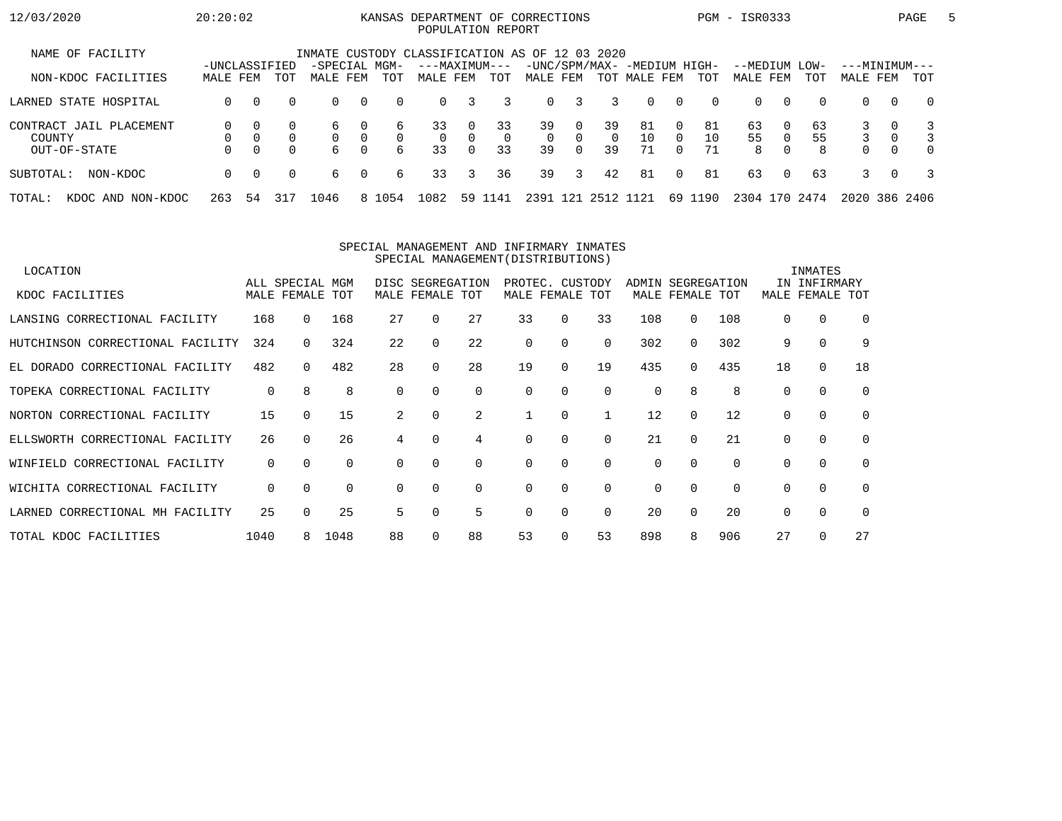# KANSAS DEPARTMENT OF CORRECTIONS
## POPULATION REPORT

12/03/2020 20:20:02 PGM - ISR0333

### INMATE CUSTODY CLASSIFICATION AS OF 12 03 2020

| NAME OF FACILITY / NON-KDOC FACILITIES | UNCLASSIFIED | | | SPECIAL MGM- | | | MAXIMUM | | | UNC/SPM/MAX- | | | MEDIUM HIGH- | | | MEDIUM LOW- | | | MINIMUM | | |
|---|---|---|---|---|---|---|---|---|---|---|---|---|---|---|---|---|---|---|---|---|---|
| | MALE | FEM | TOT | MALE | FEM | TOT | MALE | FEM | TOT | MALE | FEM | TOT | MALE | FEM | TOT | MALE | FEM | TOT | MALE | FEM | TOT |
| LARNED STATE HOSPITAL | 0 | 0 | 0 | 0 | 0 | 0 | 0 | 3 | 3 | 0 | 3 | 3 | 0 | 0 | 0 | 0 | 0 | 0 | 0 | 0 | 0 |
| CONTRACT JAIL PLACEMENT | 0 | 0 | 0 | 6 | 0 | 6 | 33 | 0 | 33 | 39 | 0 | 39 | 81 | 0 | 81 | 63 | 0 | 63 | 3 | 0 | 3 |
| COUNTY | 0 | 0 | 0 | 0 | 0 | 0 | 0 | 0 | 0 | 0 | 0 | 0 | 10 | 0 | 10 | 55 | 0 | 55 | 3 | 0 | 3 |
| OUT-OF-STATE | 0 | 0 | 0 | 6 | 0 | 6 | 33 | 0 | 33 | 39 | 0 | 39 | 71 | 0 | 71 | 8 | 0 | 8 | 0 | 0 | 0 |
| SUBTOTAL: NON-KDOC | 0 | 0 | 0 | 6 | 0 | 6 | 33 | 3 | 36 | 39 | 3 | 42 | 81 | 0 | 81 | 63 | 0 | 63 | 3 | 0 | 3 |
| TOTAL: KDOC AND NON-KDOC | 263 | 54 | 317 | 1046 | 8 | 1054 | 1082 | 59 | 1141 | 2391 | 121 | 2512 | 1121 | 69 | 1190 | 2304 | 170 | 2474 | 2020 | 386 | 2406 |

### SPECIAL MANAGEMENT AND INFIRMARY INMATES
#### SPECIAL MANAGEMENT(DISTRIBUTIONS)

| LOCATION / KDOC FACILITIES | ALL SPECIAL MGM | | | DISC SEGREGATION | | | PROTEC. CUSTODY | | | ADMIN SEGREGATION | | | INMATES IN INFIRMARY | | |
|---|---|---|---|---|---|---|---|---|---|---|---|---|---|---|---|
| | MALE | FEMALE | TOT | MALE | FEMALE | TOT | MALE | FEMALE | TOT | MALE | FEMALE | TOT | MALE | FEMALE | TOT |
| LANSING CORRECTIONAL FACILITY | 168 | 0 | 168 | 27 | 0 | 27 | 33 | 0 | 33 | 108 | 0 | 108 | 0 | 0 | 0 |
| HUTCHINSON CORRECTIONAL FACILITY | 324 | 0 | 324 | 22 | 0 | 22 | 0 | 0 | 0 | 302 | 0 | 302 | 9 | 0 | 9 |
| EL DORADO CORRECTIONAL FACILITY | 482 | 0 | 482 | 28 | 0 | 28 | 19 | 0 | 19 | 435 | 0 | 435 | 18 | 0 | 18 |
| TOPEKA CORRECTIONAL FACILITY | 0 | 8 | 8 | 0 | 0 | 0 | 0 | 0 | 0 | 0 | 8 | 8 | 0 | 0 | 0 |
| NORTON CORRECTIONAL FACILITY | 15 | 0 | 15 | 2 | 0 | 2 | 1 | 0 | 1 | 12 | 0 | 12 | 0 | 0 | 0 |
| ELLSWORTH CORRECTIONAL FACILITY | 26 | 0 | 26 | 4 | 0 | 4 | 0 | 0 | 0 | 21 | 0 | 21 | 0 | 0 | 0 |
| WINFIELD CORRECTIONAL FACILITY | 0 | 0 | 0 | 0 | 0 | 0 | 0 | 0 | 0 | 0 | 0 | 0 | 0 | 0 | 0 |
| WICHITA CORRECTIONAL FACILITY | 0 | 0 | 0 | 0 | 0 | 0 | 0 | 0 | 0 | 0 | 0 | 0 | 0 | 0 | 0 |
| LARNED CORRECTIONAL MH FACILITY | 25 | 0 | 25 | 5 | 0 | 5 | 0 | 0 | 0 | 20 | 0 | 20 | 0 | 0 | 0 |
| TOTAL KDOC FACILITIES | 1040 | 8 | 1048 | 88 | 0 | 88 | 53 | 0 | 53 | 898 | 8 | 906 | 27 | 0 | 27 |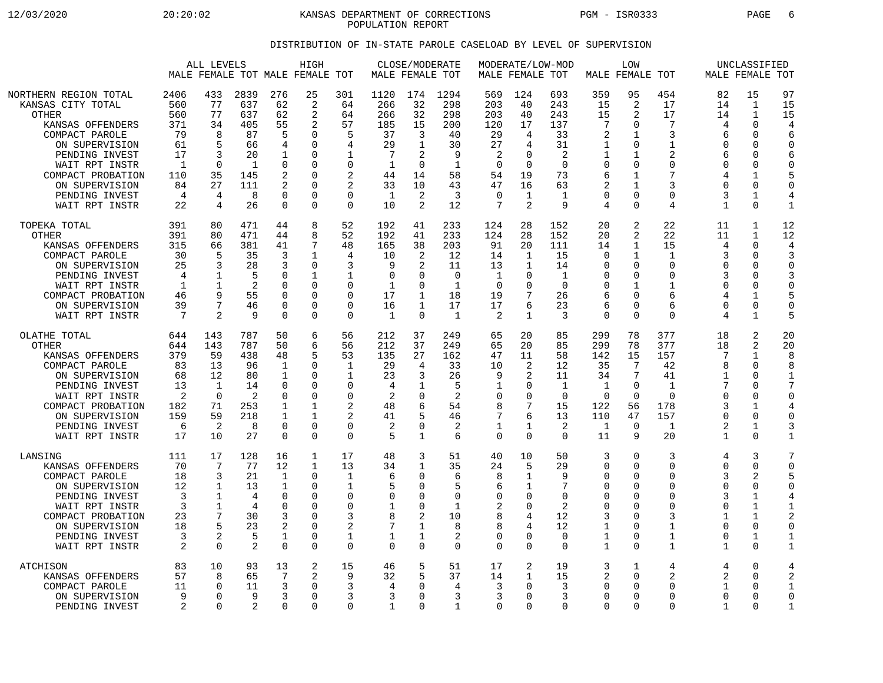KANSAS DEPARTMENT OF CORRECTIONS
POPULATION REPORT

## DISTRIBUTION OF IN-STATE PAROLE CASELOAD BY LEVEL OF SUPERVISION

| | ALL LEVELS | | | HIGH | | | CLOSE/MODERATE | | | MODERATE/LOW-MOD | | | LOW | | | UNCLASSIFIED | | |
|---|---|---|---|---|---|---|---|---|---|---|---|---|---|---|---|---|---|---|
| | MALE | FEMALE | TOT | MALE | FEMALE | TOT | MALE | FEMALE | TOT | MALE | FEMALE | TOT | MALE | FEMALE | TOT | MALE | FEMALE | TOT |
| NORTHERN REGION TOTAL | 2406 | 433 | 2839 | 276 | 25 | 301 | 1120 | 174 | 1294 | 569 | 124 | 693 | 359 | 95 | 454 | 82 | 15 | 97 |
| KANSAS CITY TOTAL | 560 | 77 | 637 | 62 | 2 | 64 | 266 | 32 | 298 | 203 | 40 | 243 | 15 | 2 | 17 | 14 | 1 | 15 |
| OTHER | 560 | 77 | 637 | 62 | 2 | 64 | 266 | 32 | 298 | 203 | 40 | 243 | 15 | 2 | 17 | 14 | 1 | 15 |
| KANSAS OFFENDERS | 371 | 34 | 405 | 55 | 2 | 57 | 185 | 15 | 200 | 120 | 17 | 137 | 7 | 0 | 7 | 4 | 0 | 4 |
| COMPACT PAROLE | 79 | 8 | 87 | 5 | 0 | 5 | 37 | 3 | 40 | 29 | 4 | 33 | 2 | 1 | 3 | 6 | 0 | 6 |
| ON SUPERVISION | 61 | 5 | 66 | 4 | 0 | 4 | 29 | 1 | 30 | 27 | 4 | 31 | 1 | 0 | 1 | 0 | 0 | 0 |
| PENDING INVEST | 17 | 3 | 20 | 1 | 0 | 1 | 7 | 2 | 9 | 2 | 0 | 2 | 1 | 1 | 2 | 6 | 0 | 6 |
| WAIT RPT INSTR | 1 | 0 | 1 | 0 | 0 | 0 | 1 | 0 | 1 | 0 | 0 | 0 | 0 | 0 | 0 | 0 | 0 | 0 |
| COMPACT PROBATION | 110 | 35 | 145 | 2 | 0 | 2 | 44 | 14 | 58 | 54 | 19 | 73 | 6 | 1 | 7 | 4 | 1 | 5 |
| ON SUPERVISION | 84 | 27 | 111 | 2 | 0 | 2 | 33 | 10 | 43 | 47 | 16 | 63 | 2 | 1 | 3 | 0 | 0 | 0 |
| PENDING INVEST | 4 | 4 | 8 | 0 | 0 | 0 | 1 | 2 | 3 | 0 | 1 | 1 | 0 | 0 | 0 | 3 | 1 | 4 |
| WAIT RPT INSTR | 22 | 4 | 26 | 0 | 0 | 0 | 10 | 2 | 12 | 7 | 2 | 9 | 4 | 0 | 4 | 1 | 0 | 1 |
| TOPEKA TOTAL | 391 | 80 | 471 | 44 | 8 | 52 | 192 | 41 | 233 | 124 | 28 | 152 | 20 | 2 | 22 | 11 | 1 | 12 |
| OTHER | 391 | 80 | 471 | 44 | 8 | 52 | 192 | 41 | 233 | 124 | 28 | 152 | 20 | 2 | 22 | 11 | 1 | 12 |
| KANSAS OFFENDERS | 315 | 66 | 381 | 41 | 7 | 48 | 165 | 38 | 203 | 91 | 20 | 111 | 14 | 1 | 15 | 4 | 0 | 4 |
| COMPACT PAROLE | 30 | 5 | 35 | 3 | 1 | 4 | 10 | 2 | 12 | 14 | 1 | 15 | 0 | 1 | 1 | 3 | 0 | 3 |
| ON SUPERVISION | 25 | 3 | 28 | 3 | 0 | 3 | 9 | 2 | 11 | 13 | 1 | 14 | 0 | 0 | 0 | 0 | 0 | 0 |
| PENDING INVEST | 4 | 1 | 5 | 0 | 1 | 1 | 0 | 0 | 0 | 1 | 0 | 1 | 0 | 0 | 0 | 3 | 0 | 3 |
| WAIT RPT INSTR | 1 | 1 | 2 | 0 | 0 | 0 | 1 | 0 | 1 | 0 | 0 | 0 | 0 | 1 | 1 | 0 | 0 | 0 |
| COMPACT PROBATION | 46 | 9 | 55 | 0 | 0 | 0 | 17 | 1 | 18 | 19 | 7 | 26 | 6 | 0 | 6 | 4 | 1 | 5 |
| ON SUPERVISION | 39 | 7 | 46 | 0 | 0 | 0 | 16 | 1 | 17 | 17 | 6 | 23 | 6 | 0 | 6 | 0 | 0 | 0 |
| WAIT RPT INSTR | 7 | 2 | 9 | 0 | 0 | 0 | 1 | 0 | 1 | 2 | 1 | 3 | 0 | 0 | 0 | 4 | 1 | 5 |
| OLATHE TOTAL | 644 | 143 | 787 | 50 | 6 | 56 | 212 | 37 | 249 | 65 | 20 | 85 | 299 | 78 | 377 | 18 | 2 | 20 |
| OTHER | 644 | 143 | 787 | 50 | 6 | 56 | 212 | 37 | 249 | 65 | 20 | 85 | 299 | 78 | 377 | 18 | 2 | 20 |
| KANSAS OFFENDERS | 379 | 59 | 438 | 48 | 5 | 53 | 135 | 27 | 162 | 47 | 11 | 58 | 142 | 15 | 157 | 7 | 1 | 8 |
| COMPACT PAROLE | 83 | 13 | 96 | 1 | 0 | 1 | 29 | 4 | 33 | 10 | 2 | 12 | 35 | 7 | 42 | 8 | 0 | 8 |
| ON SUPERVISION | 68 | 12 | 80 | 1 | 0 | 1 | 23 | 3 | 26 | 9 | 2 | 11 | 34 | 7 | 41 | 1 | 0 | 1 |
| PENDING INVEST | 13 | 1 | 14 | 0 | 0 | 0 | 4 | 1 | 5 | 1 | 0 | 1 | 1 | 0 | 1 | 7 | 0 | 7 |
| WAIT RPT INSTR | 2 | 0 | 2 | 0 | 0 | 0 | 2 | 0 | 2 | 0 | 0 | 0 | 0 | 0 | 0 | 0 | 0 | 0 |
| COMPACT PROBATION | 182 | 71 | 253 | 1 | 1 | 2 | 48 | 6 | 54 | 8 | 7 | 15 | 122 | 56 | 178 | 3 | 1 | 4 |
| ON SUPERVISION | 159 | 59 | 218 | 1 | 1 | 2 | 41 | 5 | 46 | 7 | 6 | 13 | 110 | 47 | 157 | 0 | 0 | 0 |
| PENDING INVEST | 6 | 2 | 8 | 0 | 0 | 0 | 2 | 0 | 2 | 1 | 1 | 2 | 1 | 0 | 1 | 2 | 1 | 3 |
| WAIT RPT INSTR | 17 | 10 | 27 | 0 | 0 | 0 | 5 | 1 | 6 | 0 | 0 | 0 | 11 | 9 | 20 | 1 | 0 | 1 |
| LANSING | 111 | 17 | 128 | 16 | 1 | 17 | 48 | 3 | 51 | 40 | 10 | 50 | 3 | 0 | 3 | 4 | 3 | 7 |
| KANSAS OFFENDERS | 70 | 7 | 77 | 12 | 1 | 13 | 34 | 1 | 35 | 24 | 5 | 29 | 0 | 0 | 0 | 0 | 0 | 0 |
| COMPACT PAROLE | 18 | 3 | 21 | 1 | 0 | 1 | 6 | 0 | 6 | 8 | 1 | 9 | 0 | 0 | 0 | 3 | 2 | 5 |
| ON SUPERVISION | 12 | 1 | 13 | 1 | 0 | 1 | 5 | 0 | 5 | 6 | 1 | 7 | 0 | 0 | 0 | 0 | 0 | 0 |
| PENDING INVEST | 3 | 1 | 4 | 0 | 0 | 0 | 0 | 0 | 0 | 0 | 0 | 0 | 0 | 0 | 0 | 3 | 1 | 4 |
| WAIT RPT INSTR | 3 | 1 | 4 | 0 | 0 | 0 | 1 | 0 | 1 | 2 | 0 | 2 | 0 | 0 | 0 | 0 | 1 | 1 |
| COMPACT PROBATION | 23 | 7 | 30 | 3 | 0 | 3 | 8 | 2 | 10 | 8 | 4 | 12 | 3 | 0 | 3 | 1 | 1 | 2 |
| ON SUPERVISION | 18 | 5 | 23 | 2 | 0 | 2 | 7 | 1 | 8 | 8 | 4 | 12 | 1 | 0 | 1 | 0 | 0 | 0 |
| PENDING INVEST | 3 | 2 | 5 | 1 | 0 | 1 | 1 | 1 | 2 | 0 | 0 | 0 | 1 | 0 | 1 | 0 | 1 | 1 |
| WAIT RPT INSTR | 2 | 0 | 2 | 0 | 0 | 0 | 0 | 0 | 0 | 0 | 0 | 0 | 1 | 0 | 1 | 1 | 0 | 1 |
| ATCHISON | 83 | 10 | 93 | 13 | 2 | 15 | 46 | 5 | 51 | 17 | 2 | 19 | 3 | 1 | 4 | 4 | 0 | 4 |
| KANSAS OFFENDERS | 57 | 8 | 65 | 7 | 2 | 9 | 32 | 5 | 37 | 14 | 1 | 15 | 2 | 0 | 2 | 2 | 0 | 2 |
| COMPACT PAROLE | 11 | 0 | 11 | 3 | 0 | 3 | 4 | 0 | 4 | 3 | 0 | 3 | 0 | 0 | 0 | 1 | 0 | 1 |
| ON SUPERVISION | 9 | 0 | 9 | 3 | 0 | 3 | 3 | 0 | 3 | 3 | 0 | 3 | 0 | 0 | 0 | 0 | 0 | 0 |
| PENDING INVEST | 2 | 0 | 2 | 0 | 0 | 0 | 1 | 0 | 1 | 0 | 0 | 0 | 0 | 0 | 0 | 1 | 0 | 1 |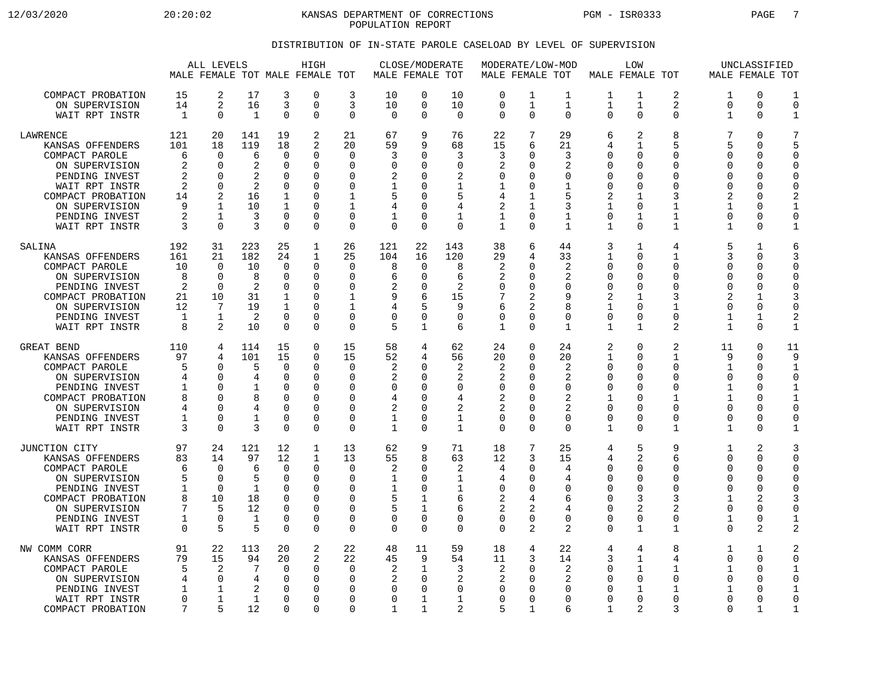KANSAS DEPARTMENT OF CORRECTIONS
POPULATION REPORT

PGM - ISR0333

DISTRIBUTION OF IN-STATE PAROLE CASELOAD BY LEVEL OF SUPERVISION

| | ALL LEVELS | | | HIGH | | | CLOSE/MODERATE | | | MODERATE/LOW-MOD | | | LOW | | | UNCLASSIFIED | | |
|---|---|---|---|---|---|---|---|---|---|---|---|---|---|---|---|---|---|---|
| | MALE | FEMALE | TOT | MALE | FEMALE | TOT | MALE | FEMALE | TOT | MALE | FEMALE | TOT | MALE | FEMALE | TOT | MALE | FEMALE | TOT |
| COMPACT PROBATION | 15 | 2 | 17 | 3 | 0 | 3 | 10 | 0 | 10 | 0 | 1 | 1 | 1 | 1 | 2 | 1 | 0 | 1 |
| ON SUPERVISION | 14 | 2 | 16 | 3 | 0 | 3 | 10 | 0 | 10 | 0 | 1 | 1 | 1 | 1 | 2 | 0 | 0 | 0 |
| WAIT RPT INSTR | 1 | 0 | 1 | 0 | 0 | 0 | 0 | 0 | 0 | 0 | 0 | 0 | 0 | 0 | 0 | 1 | 0 | 1 |
| LAWRENCE | 121 | 20 | 141 | 19 | 2 | 21 | 67 | 9 | 76 | 22 | 7 | 29 | 6 | 2 | 8 | 7 | 0 | 7 |
| KANSAS OFFENDERS | 101 | 18 | 119 | 18 | 2 | 20 | 59 | 9 | 68 | 15 | 6 | 21 | 4 | 1 | 5 | 5 | 0 | 5 |
| COMPACT PAROLE | 6 | 0 | 6 | 0 | 0 | 0 | 3 | 0 | 3 | 3 | 0 | 3 | 0 | 0 | 0 | 0 | 0 | 0 |
| ON SUPERVISION | 2 | 0 | 2 | 0 | 0 | 0 | 0 | 0 | 0 | 2 | 0 | 2 | 0 | 0 | 0 | 0 | 0 | 0 |
| PENDING INVEST | 2 | 0 | 2 | 0 | 0 | 0 | 2 | 0 | 2 | 0 | 0 | 0 | 0 | 0 | 0 | 0 | 0 | 0 |
| WAIT RPT INSTR | 2 | 0 | 2 | 0 | 0 | 0 | 1 | 0 | 1 | 1 | 0 | 1 | 0 | 0 | 0 | 0 | 0 | 0 |
| COMPACT PROBATION | 14 | 2 | 16 | 1 | 0 | 1 | 5 | 0 | 5 | 4 | 1 | 5 | 2 | 1 | 3 | 2 | 0 | 2 |
| ON SUPERVISION | 9 | 1 | 10 | 1 | 0 | 1 | 4 | 0 | 4 | 2 | 1 | 3 | 1 | 0 | 1 | 1 | 0 | 1 |
| PENDING INVEST | 2 | 1 | 3 | 0 | 0 | 0 | 1 | 0 | 1 | 1 | 0 | 1 | 0 | 1 | 1 | 0 | 0 | 0 |
| WAIT RPT INSTR | 3 | 0 | 3 | 0 | 0 | 0 | 0 | 0 | 0 | 1 | 0 | 1 | 1 | 0 | 1 | 1 | 0 | 1 |
| SALINA | 192 | 31 | 223 | 25 | 1 | 26 | 121 | 22 | 143 | 38 | 6 | 44 | 3 | 1 | 4 | 5 | 1 | 6 |
| KANSAS OFFENDERS | 161 | 21 | 182 | 24 | 1 | 25 | 104 | 16 | 120 | 29 | 4 | 33 | 1 | 0 | 1 | 3 | 0 | 3 |
| COMPACT PAROLE | 10 | 0 | 10 | 0 | 0 | 0 | 8 | 0 | 8 | 2 | 0 | 2 | 0 | 0 | 0 | 0 | 0 | 0 |
| ON SUPERVISION | 8 | 0 | 8 | 0 | 0 | 0 | 6 | 0 | 6 | 2 | 0 | 2 | 0 | 0 | 0 | 0 | 0 | 0 |
| PENDING INVEST | 2 | 0 | 2 | 0 | 0 | 0 | 2 | 0 | 2 | 0 | 0 | 0 | 0 | 0 | 0 | 0 | 0 | 0 |
| COMPACT PROBATION | 21 | 10 | 31 | 1 | 0 | 1 | 9 | 6 | 15 | 7 | 2 | 9 | 2 | 1 | 3 | 2 | 1 | 3 |
| ON SUPERVISION | 12 | 7 | 19 | 1 | 0 | 1 | 4 | 5 | 9 | 6 | 2 | 8 | 1 | 0 | 1 | 0 | 0 | 0 |
| PENDING INVEST | 1 | 1 | 2 | 0 | 0 | 0 | 0 | 0 | 0 | 0 | 0 | 0 | 0 | 0 | 0 | 1 | 1 | 2 |
| WAIT RPT INSTR | 8 | 2 | 10 | 0 | 0 | 0 | 5 | 1 | 6 | 1 | 0 | 1 | 1 | 1 | 2 | 1 | 0 | 1 |
| GREAT BEND | 110 | 4 | 114 | 15 | 0 | 15 | 58 | 4 | 62 | 24 | 0 | 24 | 2 | 0 | 2 | 11 | 0 | 11 |
| KANSAS OFFENDERS | 97 | 4 | 101 | 15 | 0 | 15 | 52 | 4 | 56 | 20 | 0 | 20 | 1 | 0 | 1 | 9 | 0 | 9 |
| COMPACT PAROLE | 5 | 0 | 5 | 0 | 0 | 0 | 2 | 0 | 2 | 2 | 0 | 2 | 0 | 0 | 0 | 1 | 0 | 1 |
| ON SUPERVISION | 4 | 0 | 4 | 0 | 0 | 0 | 2 | 0 | 2 | 2 | 0 | 2 | 0 | 0 | 0 | 0 | 0 | 0 |
| PENDING INVEST | 1 | 0 | 1 | 0 | 0 | 0 | 0 | 0 | 0 | 0 | 0 | 0 | 0 | 0 | 0 | 1 | 0 | 1 |
| COMPACT PROBATION | 8 | 0 | 8 | 0 | 0 | 0 | 4 | 0 | 4 | 2 | 0 | 2 | 1 | 0 | 1 | 1 | 0 | 1 |
| ON SUPERVISION | 4 | 0 | 4 | 0 | 0 | 0 | 2 | 0 | 2 | 2 | 0 | 2 | 0 | 0 | 0 | 0 | 0 | 0 |
| PENDING INVEST | 1 | 0 | 1 | 0 | 0 | 0 | 1 | 0 | 1 | 0 | 0 | 0 | 0 | 0 | 0 | 0 | 0 | 0 |
| WAIT RPT INSTR | 3 | 0 | 3 | 0 | 0 | 0 | 1 | 0 | 1 | 0 | 0 | 0 | 1 | 0 | 1 | 1 | 0 | 1 |
| JUNCTION CITY | 97 | 24 | 121 | 12 | 1 | 13 | 62 | 9 | 71 | 18 | 7 | 25 | 4 | 5 | 9 | 1 | 2 | 3 |
| KANSAS OFFENDERS | 83 | 14 | 97 | 12 | 1 | 13 | 55 | 8 | 63 | 12 | 3 | 15 | 4 | 2 | 6 | 0 | 0 | 0 |
| COMPACT PAROLE | 6 | 0 | 6 | 0 | 0 | 0 | 2 | 0 | 2 | 4 | 0 | 4 | 0 | 0 | 0 | 0 | 0 | 0 |
| ON SUPERVISION | 5 | 0 | 5 | 0 | 0 | 0 | 1 | 0 | 1 | 4 | 0 | 4 | 0 | 0 | 0 | 0 | 0 | 0 |
| PENDING INVEST | 1 | 0 | 1 | 0 | 0 | 0 | 1 | 0 | 1 | 0 | 0 | 0 | 0 | 0 | 0 | 0 | 0 | 0 |
| COMPACT PROBATION | 8 | 10 | 18 | 0 | 0 | 0 | 5 | 1 | 6 | 2 | 4 | 6 | 0 | 3 | 3 | 1 | 2 | 3 |
| ON SUPERVISION | 7 | 5 | 12 | 0 | 0 | 0 | 5 | 1 | 6 | 2 | 2 | 4 | 0 | 2 | 2 | 0 | 0 | 0 |
| PENDING INVEST | 1 | 0 | 1 | 0 | 0 | 0 | 0 | 0 | 0 | 0 | 0 | 0 | 0 | 0 | 0 | 1 | 0 | 1 |
| WAIT RPT INSTR | 0 | 5 | 5 | 0 | 0 | 0 | 0 | 0 | 0 | 0 | 2 | 2 | 0 | 1 | 1 | 0 | 2 | 2 |
| NW COMM CORR | 91 | 22 | 113 | 20 | 2 | 22 | 48 | 11 | 59 | 18 | 4 | 22 | 4 | 4 | 8 | 1 | 1 | 2 |
| KANSAS OFFENDERS | 79 | 15 | 94 | 20 | 2 | 22 | 45 | 9 | 54 | 11 | 3 | 14 | 3 | 1 | 4 | 0 | 0 | 0 |
| COMPACT PAROLE | 5 | 2 | 7 | 0 | 0 | 0 | 2 | 1 | 3 | 2 | 0 | 2 | 0 | 1 | 1 | 1 | 0 | 1 |
| ON SUPERVISION | 4 | 0 | 4 | 0 | 0 | 0 | 2 | 0 | 2 | 2 | 0 | 2 | 0 | 0 | 0 | 0 | 0 | 0 |
| PENDING INVEST | 1 | 1 | 2 | 0 | 0 | 0 | 0 | 0 | 0 | 0 | 0 | 0 | 0 | 1 | 1 | 1 | 0 | 1 |
| WAIT RPT INSTR | 0 | 1 | 1 | 0 | 0 | 0 | 0 | 1 | 1 | 0 | 0 | 0 | 0 | 0 | 0 | 0 | 0 | 0 |
| COMPACT PROBATION | 7 | 5 | 12 | 0 | 0 | 0 | 1 | 1 | 2 | 5 | 1 | 6 | 1 | 2 | 3 | 0 | 1 | 1 |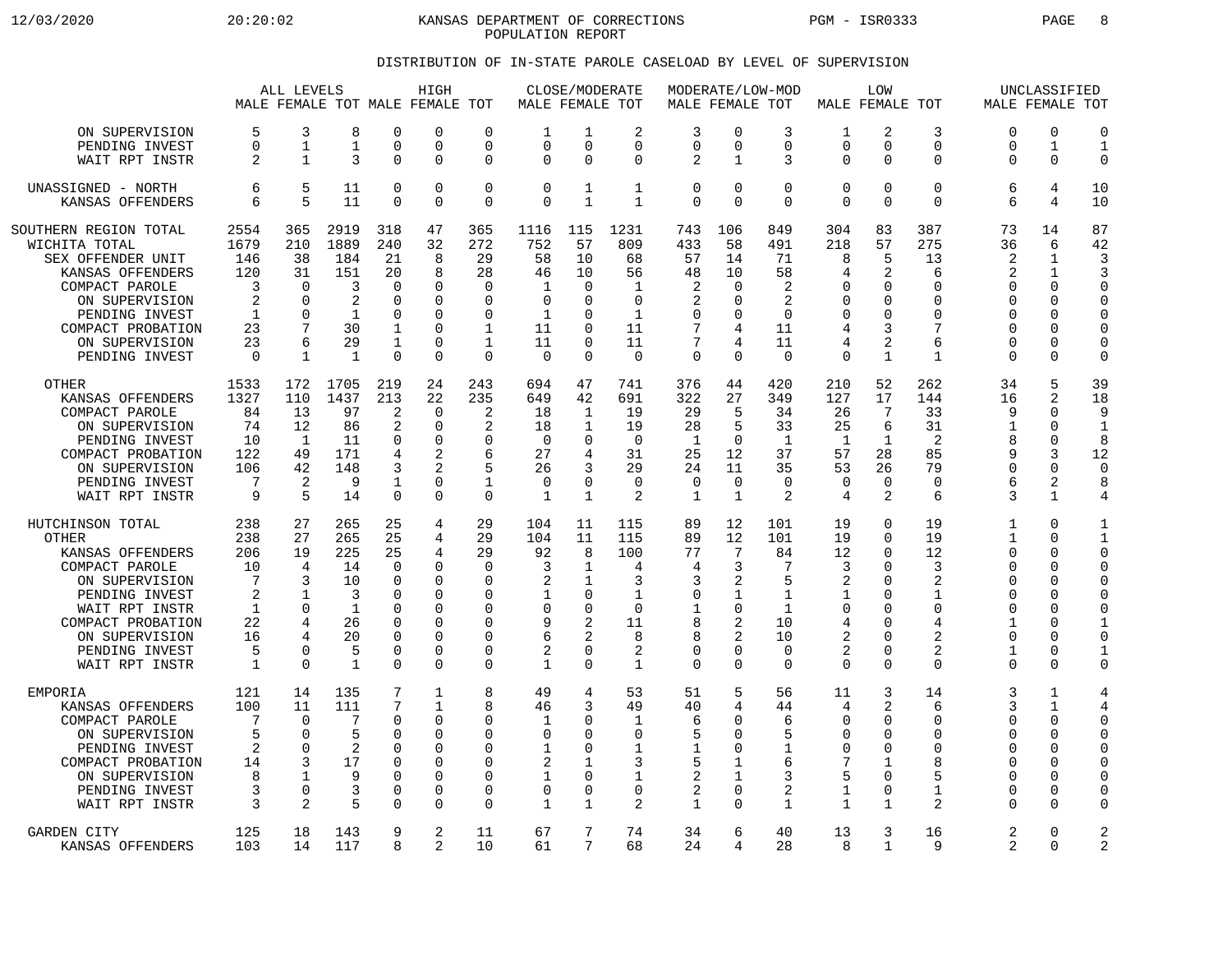KANSAS DEPARTMENT OF CORRECTIONS
POPULATION REPORT

12/03/2020 20:20:02 PGM - ISR0333

## DISTRIBUTION OF IN-STATE PAROLE CASELOAD BY LEVEL OF SUPERVISION

| | ALL LEVELS | | | HIGH | | | CLOSE/MODERATE | | | MODERATE/LOW-MOD | | | LOW | | | UNCLASSIFIED | | |
|---|---|---|---|---|---|---|---|---|---|---|---|---|---|---|---|---|---|---|
| | MALE | FEMALE | TOT | MALE | FEMALE | TOT | MALE | FEMALE | TOT | MALE | FEMALE | TOT | MALE | FEMALE | TOT | MALE | FEMALE | TOT |
| ON SUPERVISION | 5 | 3 | 8 | 0 | 0 | 0 | 1 | 1 | 2 | 3 | 0 | 3 | 1 | 2 | 3 | 0 | 0 | 0 |
| PENDING INVEST | 0 | 1 | 1 | 0 | 0 | 0 | 0 | 0 | 0 | 0 | 0 | 0 | 0 | 0 | 0 | 0 | 1 | 1 |
| WAIT RPT INSTR | 2 | 1 | 3 | 0 | 0 | 0 | 0 | 0 | 0 | 2 | 1 | 3 | 0 | 0 | 0 | 0 | 0 | 0 |
| UNASSIGNED - NORTH | 6 | 5 | 11 | 0 | 0 | 0 | 0 | 1 | 1 | 0 | 0 | 0 | 0 | 0 | 0 | 6 | 4 | 10 |
| KANSAS OFFENDERS | 6 | 5 | 11 | 0 | 0 | 0 | 0 | 1 | 1 | 0 | 0 | 0 | 0 | 0 | 0 | 6 | 4 | 10 |
| SOUTHERN REGION TOTAL | 2554 | 365 | 2919 | 318 | 47 | 365 | 1116 | 115 | 1231 | 743 | 106 | 849 | 304 | 83 | 387 | 73 | 14 | 87 |
| WICHITA TOTAL | 1679 | 210 | 1889 | 240 | 32 | 272 | 752 | 57 | 809 | 433 | 58 | 491 | 218 | 57 | 275 | 36 | 6 | 42 |
| SEX OFFENDER UNIT | 146 | 38 | 184 | 21 | 8 | 29 | 58 | 10 | 68 | 57 | 14 | 71 | 8 | 5 | 13 | 2 | 1 | 3 |
| KANSAS OFFENDERS | 120 | 31 | 151 | 20 | 8 | 28 | 46 | 10 | 56 | 48 | 10 | 58 | 4 | 2 | 6 | 2 | 1 | 3 |
| COMPACT PAROLE | 3 | 0 | 3 | 0 | 0 | 0 | 1 | 0 | 1 | 2 | 0 | 2 | 0 | 0 | 0 | 0 | 0 | 0 |
| ON SUPERVISION | 2 | 0 | 2 | 0 | 0 | 0 | 0 | 0 | 0 | 2 | 0 | 2 | 0 | 0 | 0 | 0 | 0 | 0 |
| PENDING INVEST | 1 | 0 | 1 | 0 | 0 | 0 | 1 | 0 | 1 | 0 | 0 | 0 | 0 | 0 | 0 | 0 | 0 | 0 |
| COMPACT PROBATION | 23 | 7 | 30 | 1 | 0 | 1 | 11 | 0 | 11 | 7 | 4 | 11 | 4 | 3 | 7 | 0 | 0 | 0 |
| ON SUPERVISION | 23 | 6 | 29 | 1 | 0 | 1 | 11 | 0 | 11 | 7 | 4 | 11 | 4 | 2 | 6 | 0 | 0 | 0 |
| PENDING INVEST | 0 | 1 | 1 | 0 | 0 | 0 | 0 | 0 | 0 | 0 | 0 | 0 | 0 | 1 | 1 | 0 | 0 | 0 |
| OTHER | 1533 | 172 | 1705 | 219 | 24 | 243 | 694 | 47 | 741 | 376 | 44 | 420 | 210 | 52 | 262 | 34 | 5 | 39 |
| KANSAS OFFENDERS | 1327 | 110 | 1437 | 213 | 22 | 235 | 649 | 42 | 691 | 322 | 27 | 349 | 127 | 17 | 144 | 16 | 2 | 18 |
| COMPACT PAROLE | 84 | 13 | 97 | 2 | 0 | 2 | 18 | 1 | 19 | 29 | 5 | 34 | 26 | 7 | 33 | 9 | 0 | 9 |
| ON SUPERVISION | 74 | 12 | 86 | 2 | 0 | 2 | 18 | 1 | 19 | 28 | 5 | 33 | 25 | 6 | 31 | 1 | 0 | 1 |
| PENDING INVEST | 10 | 1 | 11 | 0 | 0 | 0 | 0 | 0 | 0 | 1 | 0 | 1 | 1 | 1 | 2 | 8 | 0 | 8 |
| COMPACT PROBATION | 122 | 49 | 171 | 4 | 2 | 6 | 27 | 4 | 31 | 25 | 12 | 37 | 57 | 28 | 85 | 9 | 3 | 12 |
| ON SUPERVISION | 106 | 42 | 148 | 3 | 2 | 5 | 26 | 3 | 29 | 24 | 11 | 35 | 53 | 26 | 79 | 0 | 0 | 0 |
| PENDING INVEST | 7 | 2 | 9 | 1 | 0 | 1 | 0 | 0 | 0 | 0 | 0 | 0 | 0 | 0 | 0 | 6 | 2 | 8 |
| WAIT RPT INSTR | 9 | 5 | 14 | 0 | 0 | 0 | 1 | 1 | 2 | 1 | 1 | 2 | 4 | 2 | 6 | 3 | 1 | 4 |
| HUTCHINSON TOTAL | 238 | 27 | 265 | 25 | 4 | 29 | 104 | 11 | 115 | 89 | 12 | 101 | 19 | 0 | 19 | 1 | 0 | 1 |
| OTHER | 238 | 27 | 265 | 25 | 4 | 29 | 104 | 11 | 115 | 89 | 12 | 101 | 19 | 0 | 19 | 1 | 0 | 1 |
| KANSAS OFFENDERS | 206 | 19 | 225 | 25 | 4 | 29 | 92 | 8 | 100 | 77 | 7 | 84 | 12 | 0 | 12 | 0 | 0 | 0 |
| COMPACT PAROLE | 10 | 4 | 14 | 0 | 0 | 0 | 3 | 1 | 4 | 4 | 3 | 7 | 3 | 0 | 3 | 0 | 0 | 0 |
| ON SUPERVISION | 7 | 3 | 10 | 0 | 0 | 0 | 2 | 1 | 3 | 3 | 2 | 5 | 2 | 0 | 2 | 0 | 0 | 0 |
| PENDING INVEST | 2 | 1 | 3 | 0 | 0 | 0 | 1 | 0 | 1 | 0 | 1 | 1 | 1 | 0 | 1 | 0 | 0 | 0 |
| WAIT RPT INSTR | 1 | 0 | 1 | 0 | 0 | 0 | 0 | 0 | 0 | 1 | 0 | 1 | 0 | 0 | 0 | 0 | 0 | 0 |
| COMPACT PROBATION | 22 | 4 | 26 | 0 | 0 | 0 | 9 | 2 | 11 | 8 | 2 | 10 | 4 | 0 | 4 | 1 | 0 | 1 |
| ON SUPERVISION | 16 | 4 | 20 | 0 | 0 | 0 | 6 | 2 | 8 | 8 | 2 | 10 | 2 | 0 | 2 | 0 | 0 | 0 |
| PENDING INVEST | 5 | 0 | 5 | 0 | 0 | 0 | 2 | 0 | 2 | 0 | 0 | 0 | 2 | 0 | 2 | 1 | 0 | 1 |
| WAIT RPT INSTR | 1 | 0 | 1 | 0 | 0 | 0 | 1 | 0 | 1 | 0 | 0 | 0 | 0 | 0 | 0 | 0 | 0 | 0 |
| EMPORIA | 121 | 14 | 135 | 7 | 1 | 8 | 49 | 4 | 53 | 51 | 5 | 56 | 11 | 3 | 14 | 3 | 1 | 4 |
| KANSAS OFFENDERS | 100 | 11 | 111 | 7 | 1 | 8 | 46 | 3 | 49 | 40 | 4 | 44 | 4 | 2 | 6 | 3 | 1 | 4 |
| COMPACT PAROLE | 7 | 0 | 7 | 0 | 0 | 0 | 1 | 0 | 1 | 6 | 0 | 6 | 0 | 0 | 0 | 0 | 0 | 0 |
| ON SUPERVISION | 5 | 0 | 5 | 0 | 0 | 0 | 0 | 0 | 0 | 5 | 0 | 5 | 0 | 0 | 0 | 0 | 0 | 0 |
| PENDING INVEST | 2 | 0 | 2 | 0 | 0 | 0 | 1 | 0 | 1 | 1 | 0 | 1 | 0 | 0 | 0 | 0 | 0 | 0 |
| COMPACT PROBATION | 14 | 3 | 17 | 0 | 0 | 0 | 2 | 1 | 3 | 5 | 1 | 6 | 7 | 1 | 8 | 0 | 0 | 0 |
| ON SUPERVISION | 8 | 1 | 9 | 0 | 0 | 0 | 1 | 0 | 1 | 2 | 1 | 3 | 5 | 0 | 5 | 0 | 0 | 0 |
| PENDING INVEST | 3 | 0 | 3 | 0 | 0 | 0 | 0 | 0 | 0 | 2 | 0 | 2 | 1 | 0 | 1 | 0 | 0 | 0 |
| WAIT RPT INSTR | 3 | 2 | 5 | 0 | 0 | 0 | 1 | 1 | 2 | 1 | 0 | 1 | 1 | 1 | 2 | 0 | 0 | 0 |
| GARDEN CITY | 125 | 18 | 143 | 9 | 2 | 11 | 67 | 7 | 74 | 34 | 6 | 40 | 13 | 3 | 16 | 2 | 0 | 2 |
| KANSAS OFFENDERS | 103 | 14 | 117 | 8 | 2 | 10 | 61 | 7 | 68 | 24 | 4 | 28 | 8 | 1 | 9 | 2 | 0 | 2 |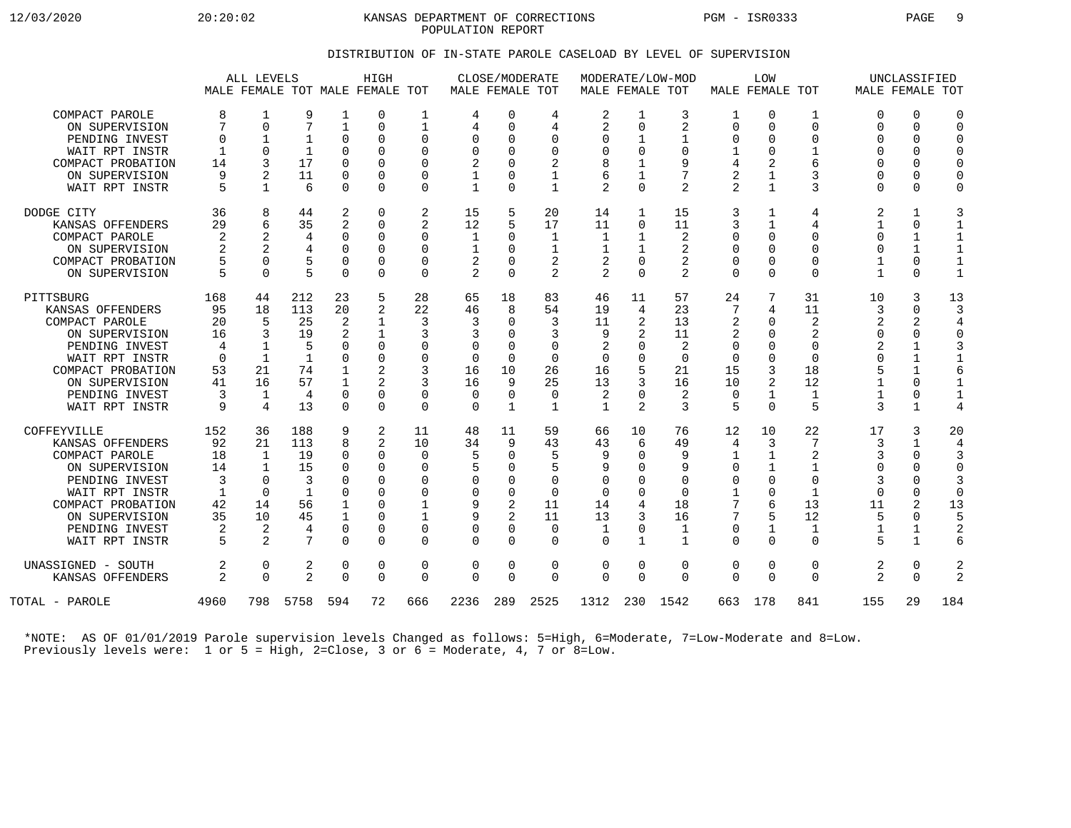# KANSAS DEPARTMENT OF CORRECTIONS
## POPULATION REPORT

### DISTRIBUTION OF IN-STATE PAROLE CASELOAD BY LEVEL OF SUPERVISION

| | ALL LEVELS | | | HIGH | | | CLOSE/MODERATE | | | MODERATE/LOW-MOD | | | LOW | | | UNCLASSIFIED | | |
|---|---|---|---|---|---|---|---|---|---|---|---|---|---|---|---|---|---|---|
| | MALE | FEMALE | TOT | MALE | FEMALE | TOT | MALE | FEMALE | TOT | MALE | FEMALE | TOT | MALE | FEMALE | TOT | MALE | FEMALE | TOT |
| COMPACT PAROLE | 8 | 1 | 9 | 1 | 0 | 1 | 4 | 0 | 4 | 2 | 1 | 3 | 1 | 0 | 1 | 0 | 0 | 0 |
| ON SUPERVISION | 7 | 0 | 7 | 1 | 0 | 1 | 4 | 0 | 4 | 2 | 0 | 2 | 0 | 0 | 0 | 0 | 0 | 0 |
| PENDING INVEST | 0 | 1 | 1 | 0 | 0 | 0 | 0 | 0 | 0 | 0 | 1 | 1 | 0 | 0 | 0 | 0 | 0 | 0 |
| WAIT RPT INSTR | 1 | 0 | 1 | 0 | 0 | 0 | 0 | 0 | 0 | 0 | 0 | 0 | 1 | 0 | 1 | 0 | 0 | 0 |
| COMPACT PROBATION | 14 | 3 | 17 | 0 | 0 | 0 | 2 | 0 | 2 | 8 | 1 | 9 | 4 | 2 | 6 | 0 | 0 | 0 |
| ON SUPERVISION | 9 | 2 | 11 | 0 | 0 | 0 | 1 | 0 | 1 | 6 | 1 | 7 | 2 | 1 | 3 | 0 | 0 | 0 |
| WAIT RPT INSTR | 5 | 1 | 6 | 0 | 0 | 0 | 1 | 0 | 1 | 2 | 0 | 2 | 2 | 1 | 3 | 0 | 0 | 0 |
| DODGE CITY | 36 | 8 | 44 | 2 | 0 | 2 | 15 | 5 | 20 | 14 | 1 | 15 | 3 | 1 | 4 | 2 | 1 | 3 |
| KANSAS OFFENDERS | 29 | 6 | 35 | 2 | 0 | 2 | 12 | 5 | 17 | 11 | 0 | 11 | 3 | 1 | 4 | 1 | 0 | 1 |
| COMPACT PAROLE | 2 | 2 | 4 | 0 | 0 | 0 | 1 | 0 | 1 | 1 | 1 | 2 | 0 | 0 | 0 | 0 | 1 | 1 |
| ON SUPERVISION | 2 | 2 | 4 | 0 | 0 | 0 | 1 | 0 | 1 | 1 | 1 | 2 | 0 | 0 | 0 | 0 | 1 | 1 |
| COMPACT PROBATION | 5 | 0 | 5 | 0 | 0 | 0 | 2 | 0 | 2 | 2 | 0 | 2 | 0 | 0 | 0 | 1 | 0 | 1 |
| ON SUPERVISION | 5 | 0 | 5 | 0 | 0 | 0 | 2 | 0 | 2 | 2 | 0 | 2 | 0 | 0 | 0 | 1 | 0 | 1 |
| PITTSBURG | 168 | 44 | 212 | 23 | 5 | 28 | 65 | 18 | 83 | 46 | 11 | 57 | 24 | 7 | 31 | 10 | 3 | 13 |
| KANSAS OFFENDERS | 95 | 18 | 113 | 20 | 2 | 22 | 46 | 8 | 54 | 19 | 4 | 23 | 7 | 4 | 11 | 3 | 0 | 3 |
| COMPACT PAROLE | 20 | 5 | 25 | 2 | 1 | 3 | 3 | 0 | 3 | 11 | 2 | 13 | 2 | 0 | 2 | 2 | 2 | 4 |
| ON SUPERVISION | 16 | 3 | 19 | 2 | 1 | 3 | 3 | 0 | 3 | 9 | 2 | 11 | 2 | 0 | 2 | 0 | 0 | 0 |
| PENDING INVEST | 4 | 1 | 5 | 0 | 0 | 0 | 0 | 0 | 0 | 2 | 0 | 2 | 0 | 0 | 0 | 2 | 1 | 3 |
| WAIT RPT INSTR | 0 | 1 | 1 | 0 | 0 | 0 | 0 | 0 | 0 | 0 | 0 | 0 | 0 | 0 | 0 | 0 | 1 | 1 |
| COMPACT PROBATION | 53 | 21 | 74 | 1 | 2 | 3 | 16 | 10 | 26 | 16 | 5 | 21 | 15 | 3 | 18 | 5 | 1 | 6 |
| ON SUPERVISION | 41 | 16 | 57 | 1 | 2 | 3 | 16 | 9 | 25 | 13 | 3 | 16 | 10 | 2 | 12 | 1 | 0 | 1 |
| PENDING INVEST | 3 | 1 | 4 | 0 | 0 | 0 | 0 | 0 | 0 | 2 | 0 | 2 | 0 | 1 | 1 | 1 | 0 | 1 |
| WAIT RPT INSTR | 9 | 4 | 13 | 0 | 0 | 0 | 0 | 1 | 1 | 1 | 2 | 3 | 5 | 0 | 5 | 3 | 1 | 4 |
| COFFEYVILLE | 152 | 36 | 188 | 9 | 2 | 11 | 48 | 11 | 59 | 66 | 10 | 76 | 12 | 10 | 22 | 17 | 3 | 20 |
| KANSAS OFFENDERS | 92 | 21 | 113 | 8 | 2 | 10 | 34 | 9 | 43 | 43 | 6 | 49 | 4 | 3 | 7 | 3 | 1 | 4 |
| COMPACT PAROLE | 18 | 1 | 19 | 0 | 0 | 0 | 5 | 0 | 5 | 9 | 0 | 9 | 1 | 1 | 2 | 3 | 0 | 3 |
| ON SUPERVISION | 14 | 1 | 15 | 0 | 0 | 0 | 5 | 0 | 5 | 9 | 0 | 9 | 0 | 1 | 1 | 0 | 0 | 0 |
| PENDING INVEST | 3 | 0 | 3 | 0 | 0 | 0 | 0 | 0 | 0 | 0 | 0 | 0 | 0 | 0 | 0 | 3 | 0 | 3 |
| WAIT RPT INSTR | 1 | 0 | 1 | 0 | 0 | 0 | 0 | 0 | 0 | 0 | 0 | 0 | 1 | 0 | 1 | 0 | 0 | 0 |
| COMPACT PROBATION | 42 | 14 | 56 | 1 | 0 | 1 | 9 | 2 | 11 | 14 | 4 | 18 | 7 | 6 | 13 | 11 | 2 | 13 |
| ON SUPERVISION | 35 | 10 | 45 | 1 | 0 | 1 | 9 | 2 | 11 | 13 | 3 | 16 | 7 | 5 | 12 | 5 | 0 | 5 |
| PENDING INVEST | 2 | 2 | 4 | 0 | 0 | 0 | 0 | 0 | 0 | 1 | 0 | 1 | 0 | 1 | 1 | 1 | 1 | 2 |
| WAIT RPT INSTR | 5 | 2 | 7 | 0 | 0 | 0 | 0 | 0 | 0 | 0 | 1 | 1 | 0 | 0 | 0 | 5 | 1 | 6 |
| UNASSIGNED - SOUTH | 2 | 0 | 2 | 0 | 0 | 0 | 0 | 0 | 0 | 0 | 0 | 0 | 0 | 0 | 0 | 2 | 0 | 2 |
| KANSAS OFFENDERS | 2 | 0 | 2 | 0 | 0 | 0 | 0 | 0 | 0 | 0 | 0 | 0 | 0 | 0 | 0 | 2 | 0 | 2 |
| TOTAL - PAROLE | 4960 | 798 | 5758 | 594 | 72 | 666 | 2236 | 289 | 2525 | 1312 | 230 | 1542 | 663 | 178 | 841 | 155 | 29 | 184 |

*NOTE: AS OF 01/01/2019 Parole supervision levels Changed as follows: 5=High, 6=Moderate, 7=Low-Moderate and 8=Low.
Previously levels were: 1 or 5 = High, 2=Close, 3 or 6 = Moderate, 4, 7 or 8=Low.